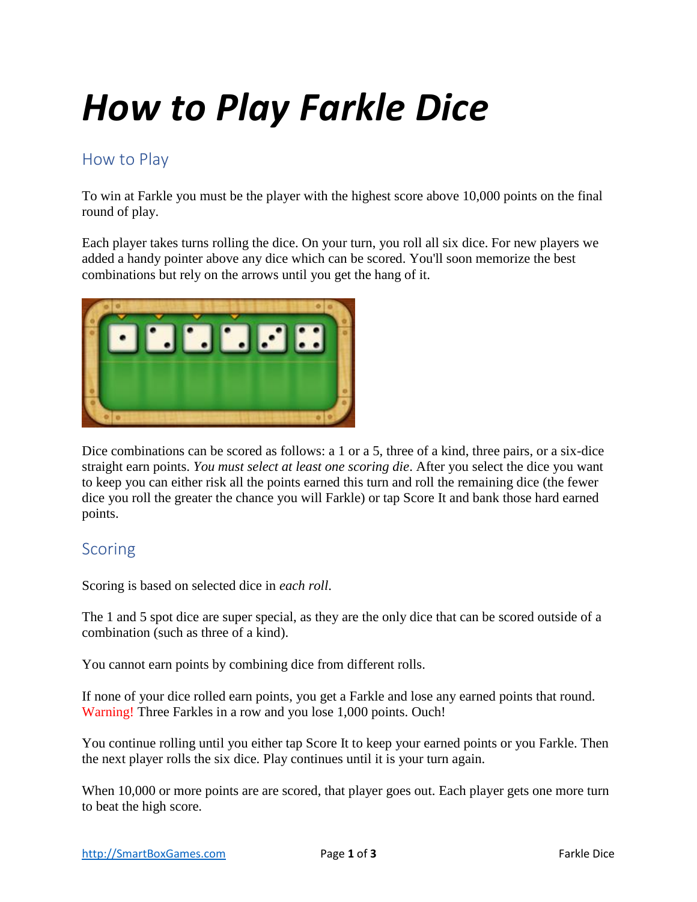# How to Play Farkle Dice

## How to Play

To win at Farkle you must be the player with the highest score above 10,000 points on the final round of play.

Each player takes turns rolling the dice. On your turn, you roll all six dice. For new players we added a handy pointer above any dice which can be scored. You'll soon memorize the best combinations but rely on the arrows until you get the hang of it.

Dice combinations can be scored as follows: a 1 or a 5, three of a kind, three pairs, or a six-dice straight earn points. *You must select at least one scoring die*. After you select the dice you want to keep you can either risk all the points earned this turn and roll the remaining dice (the fewer dice you roll the greater the chance you will Farkle) or tap Score It and bank those hard earned points.

## Scoring

Scoring is based on selected dice in *each roll*.

The 1 and 5 spot dice are super special, as they are the only dice that can be scored outside of a combination (such as three of a kind).

You cannot earn points by combining dice from different rolls.

If none of your dice rolled earn points, you get a Farkle and lose any earned points that round. Warning! Three Farkles in a row and you lose 1,000 points. Ouch!

You continue rolling until you either tap Score It to keep your earned points or you Farkle. Then the next player rolls the six dice. Play continues until it is your turn again.

When 10,000 or more points are are scored, that player goes out. Each player gets one more turn to beat the high score.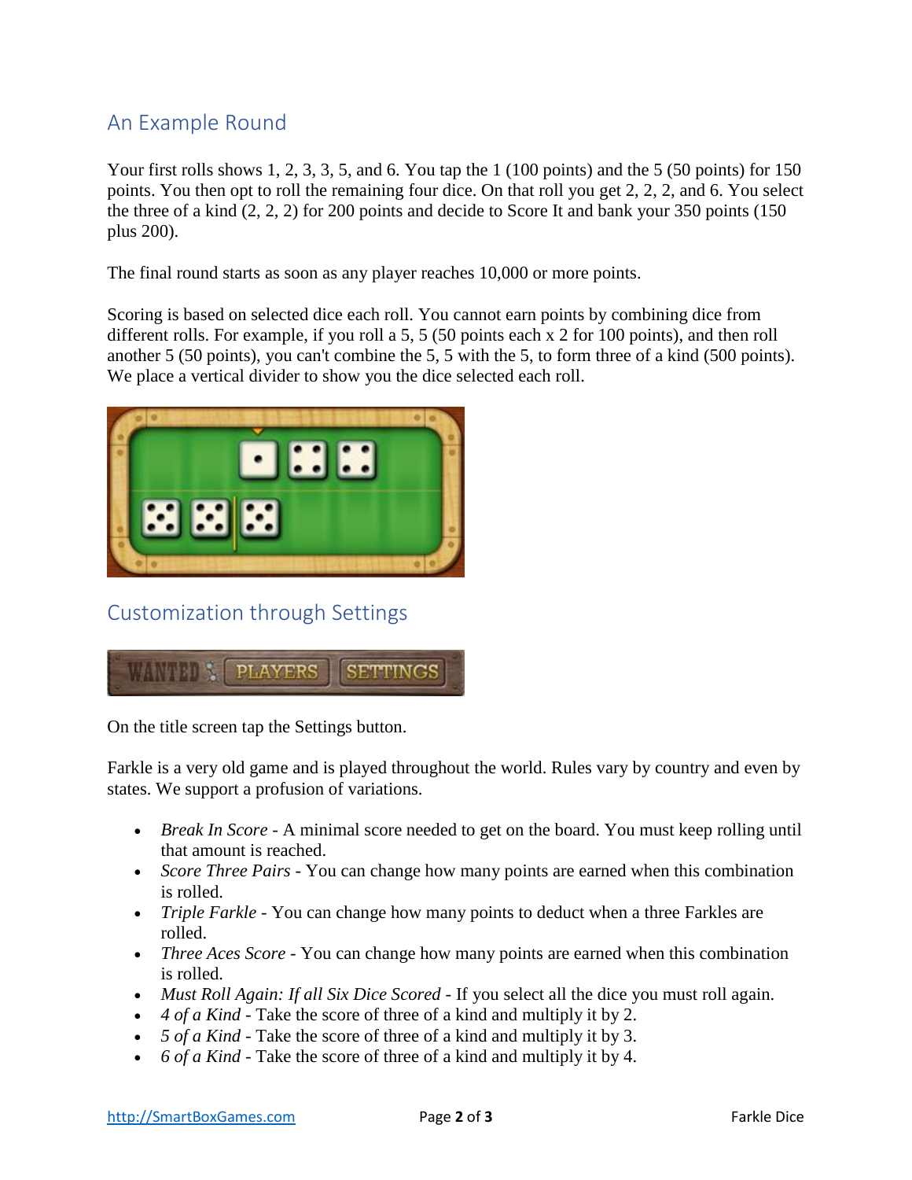## An Example Round

Your first rolls shows 1, 2, 3, 3, 5, and 6. You tap the 1 (100 points) and the 5 (50 points) for 150 points. You then opt to roll the remaining four dice. On that roll you get 2, 2, 2, and 6. You select the three of a kind (2, 2, 2) for 200 points and decide to Score It and bank your 350 points (150 plus 200).

The final round starts as soon as any player reaches 10,000 or more points.

Scoring is based on selected dice each roll. You cannot earn points by combining dice from different rolls. For example, if you roll a 5, 5 (50 points each x 2 for 100 points), and then roll another 5 (50 points), you can't combine the 5, 5 with the 5, to form three of a kind (500 points). We place a vertical divider to show you the dice selected each roll.

## Customization through Settings

On the title screen tap the Settings button.

Farkle is a very old game and is played throughout the world. Rules vary by country and even by states. We support a profusion of variations.

- *Break In Score* - A minimal score needed to get on the board. You must keep rolling until that amount is reached.
- *Score Three Pairs* - You can change how many points are earned when this combination is rolled.
- *Triple Farkle* - You can change how many points to deduct when a three Farkles are rolled.
- *Three Aces Score* - You can change how many points are earned when this combination is rolled.
- *Must Roll Again: If all Six Dice Scored* - If you select all the dice you must roll again.
- *4 of a Kind* - Take the score of three of a kind and multiply it by 2.
- *5 of a Kind* - Take the score of three of a kind and multiply it by 3.
- *6 of a Kind* - Take the score of three of a kind and multiply it by 4.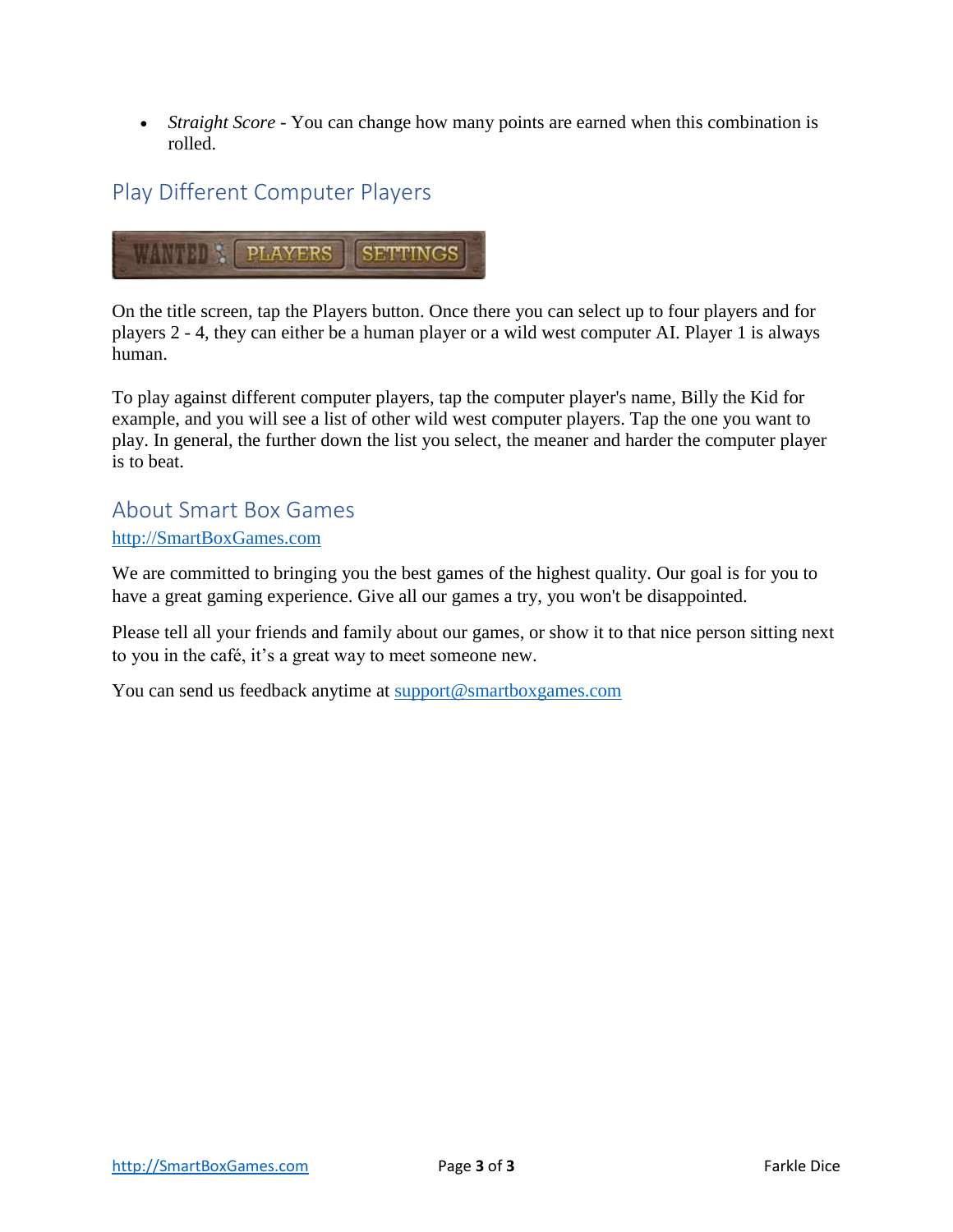- *Straight Score* - You can change how many points are earned when this combination is rolled.

## Play Different Computer Players

On the title screen, tap the Players button. Once there you can select up to four players and for players 2 - 4, they can either be a human player or a wild west computer AI. Player 1 is always human.

To play against different computer players, tap the computer player's name, Billy the Kid for example, and you will see a list of other wild west computer players. Tap the one you want to play. In general, the further down the list you select, the meaner and harder the computer player is to beat.

## About Smart Box Games

http://SmartBoxGames.com

We are committed to bringing you the best games of the highest quality. Our goal is for you to have a great gaming experience. Give all our games a try, you won't be disappointed.

Please tell all your friends and family about our games, or show it to that nice person sitting next to you in the café, it's a great way to meet someone new.

You can send us feedback anytime at support@smartboxgames.com